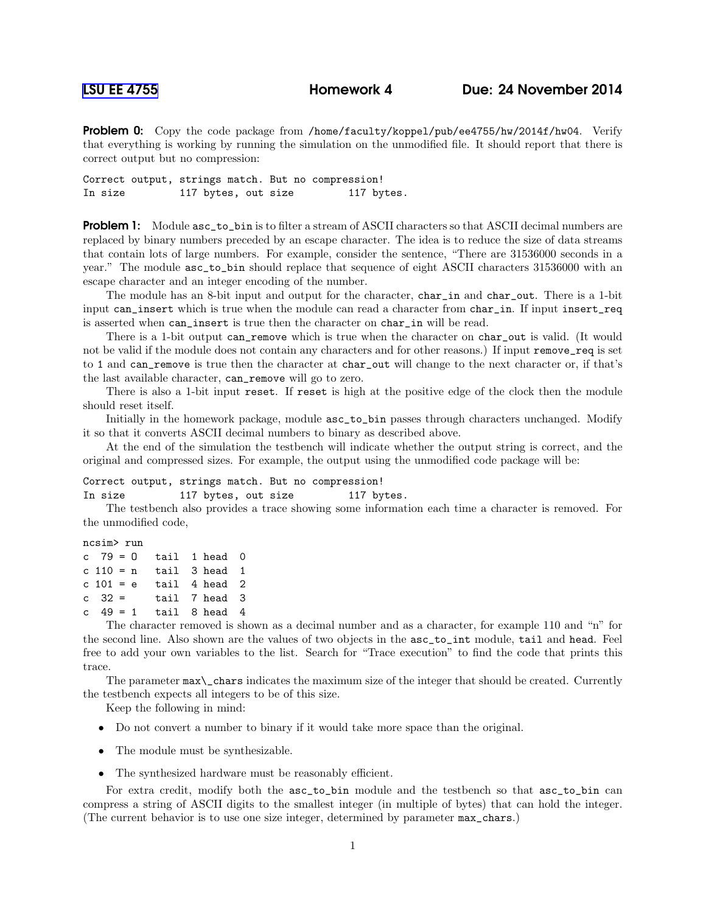# LSU EE 4755 Homework 4 Due: 24 November 2014

**Problem 0:** Copy the code package from /home/faculty/koppel/pub/ee4755/hw/2014f/hw04. Verify that everything is working by running the simulation on the unmodified file. It should report that there is correct output but no compression:

```
Correct output, strings match. But no compression!
In size         117 bytes, out size          117 bytes.
```

**Problem 1:** Module asc_to_bin is to filter a stream of ASCII characters so that ASCII decimal numbers are replaced by binary numbers preceded by an escape character. The idea is to reduce the size of data streams that contain lots of large numbers. For example, consider the sentence, "There are 31536000 seconds in a year." The module asc_to_bin should replace that sequence of eight ASCII characters 31536000 with an escape character and an integer encoding of the number.

The module has an 8-bit input and output for the character, char_in and char_out. There is a 1-bit input can_insert which is true when the module can read a character from char_in. If input insert_req is asserted when can_insert is true then the character on char_in will be read.

There is a 1-bit output can_remove which is true when the character on char_out is valid. (It would not be valid if the module does not contain any characters and for other reasons.) If input remove_req is set to 1 and can_remove is true then the character at char_out will change to the next character or, if that's the last available character, can_remove will go to zero.

There is also a 1-bit input reset. If reset is high at the positive edge of the clock then the module should reset itself.

Initially in the homework package, module asc_to_bin passes through characters unchanged. Modify it so that it converts ASCII decimal numbers to binary as described above.

At the end of the simulation the testbench will indicate whether the output string is correct, and the original and compressed sizes. For example, the output using the unmodified code package will be:

```
Correct output, strings match. But no compression!
In size         117 bytes, out size          117 bytes.
```

The testbench also provides a trace showing some information each time a character is removed. For the unmodified code,

```
ncsim> run
c  79 = O   tail  1 head  0
c 110 = n   tail  3 head  1
c 101 = e   tail  4 head  2
c  32 =     tail  7 head  3
c  49 = 1   tail  8 head  4
```

The character removed is shown as a decimal number and as a character, for example 110 and "n" for the second line. Also shown are the values of two objects in the asc_to_int module, tail and head. Feel free to add your own variables to the list. Search for "Trace execution" to find the code that prints this trace.

The parameter max\_chars indicates the maximum size of the integer that should be created. Currently the testbench expects all integers to be of this size.

Keep the following in mind:

- Do not convert a number to binary if it would take more space than the original.
- The module must be synthesizable.
- The synthesized hardware must be reasonably efficient.

For extra credit, modify both the asc_to_bin module and the testbench so that asc_to_bin can compress a string of ASCII digits to the smallest integer (in multiple of bytes) that can hold the integer. (The current behavior is to use one size integer, determined by parameter max_chars.)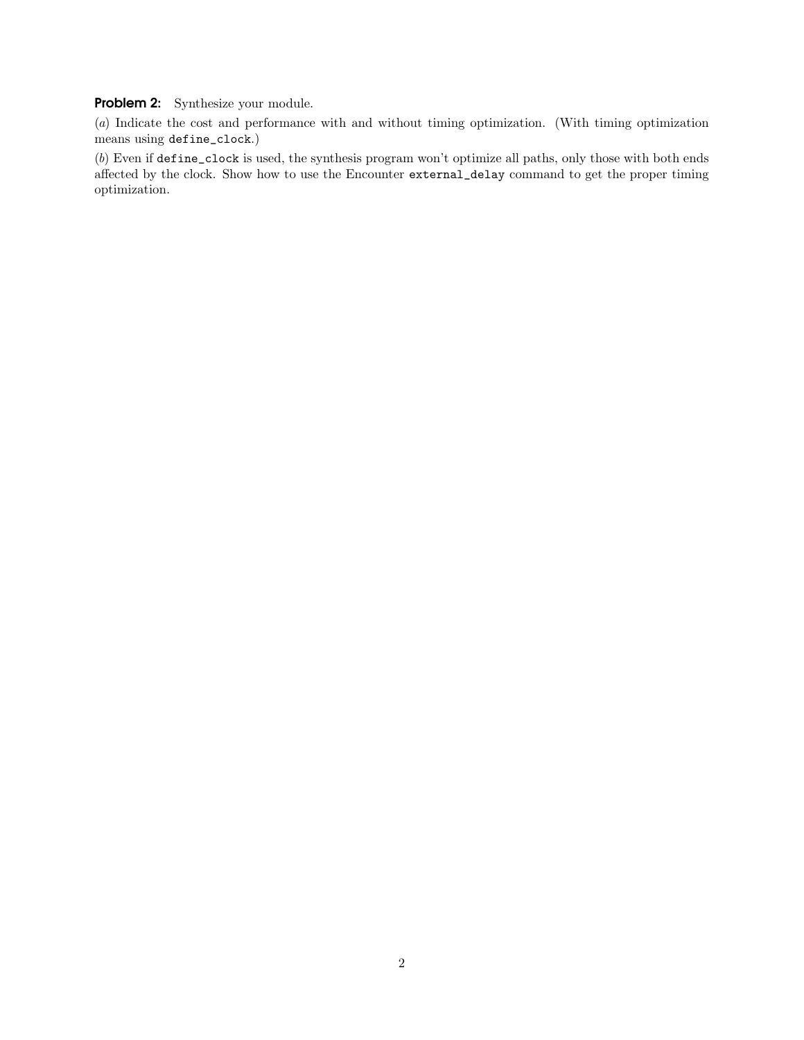**Problem 2:** Synthesize your module.

(*a*) Indicate the cost and performance with and without timing optimization. (With timing optimization means using `define_clock`.)

(*b*) Even if `define_clock` is used, the synthesis program won't optimize all paths, only those with both ends affected by the clock. Show how to use the Encounter `external_delay` command to get the proper timing optimization.